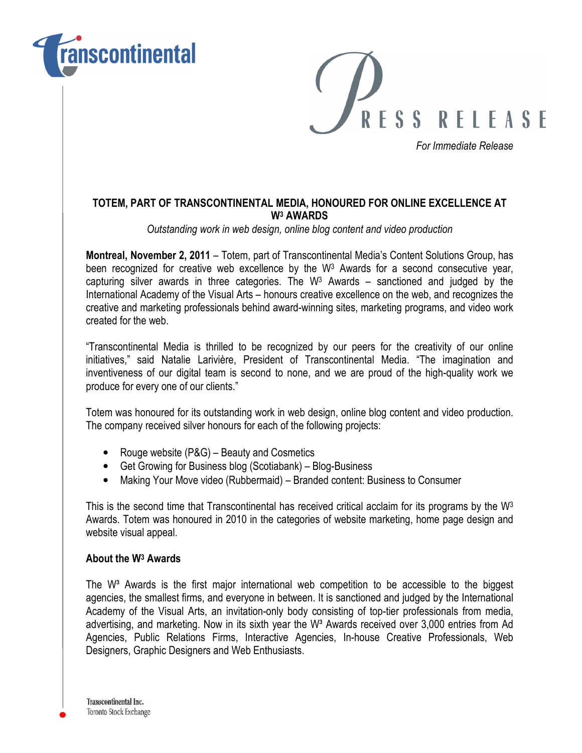transcontinental

PRESS RELEASE

*For Immediate Release*

**TOTEM, PART OF TRANSCONTINENTAL MEDIA, HONOURED FOR ONLINE EXCELLENCE AT $W^3$ AWARDS**

*Outstanding work in web design, online blog content and video production*

**Montreal, November 2, 2011** – Totem, part of Transcontinental Media's Content Solutions Group, has been recognized for creative web excellence by the $W^3$ Awards for a second consecutive year, capturing silver awards in three categories. The $W^3$ Awards – sanctioned and judged by the International Academy of the Visual Arts – honours creative excellence on the web, and recognizes the creative and marketing professionals behind award-winning sites, marketing programs, and video work created for the web.

"Transcontinental Media is thrilled to be recognized by our peers for the creativity of our online initiatives," said Natalie Larivière, President of Transcontinental Media. "The imagination and inventiveness of our digital team is second to none, and we are proud of the high-quality work we produce for every one of our clients."

Totem was honoured for its outstanding work in web design, online blog content and video production. The company received silver honours for each of the following projects:

- Rouge website (P&G) – Beauty and Cosmetics
- Get Growing for Business blog (Scotiabank) – Blog-Business
- Making Your Move video (Rubbermaid) – Branded content: Business to Consumer

This is the second time that Transcontinental has received critical acclaim for its programs by the $W^3$ Awards. Totem was honoured in 2010 in the categories of website marketing, home page design and website visual appeal.

**About the $W^3$ Awards**

The $W^3$ Awards is the first major international web competition to be accessible to the biggest agencies, the smallest firms, and everyone in between. It is sanctioned and judged by the International Academy of the Visual Arts, an invitation-only body consisting of top-tier professionals from media, advertising, and marketing. Now in its sixth year the $W^3$ Awards received over 3,000 entries from Ad Agencies, Public Relations Firms, Interactive Agencies, In-house Creative Professionals, Web Designers, Graphic Designers and Web Enthusiasts.

Transcontinental Inc.
Toronto Stock Exchange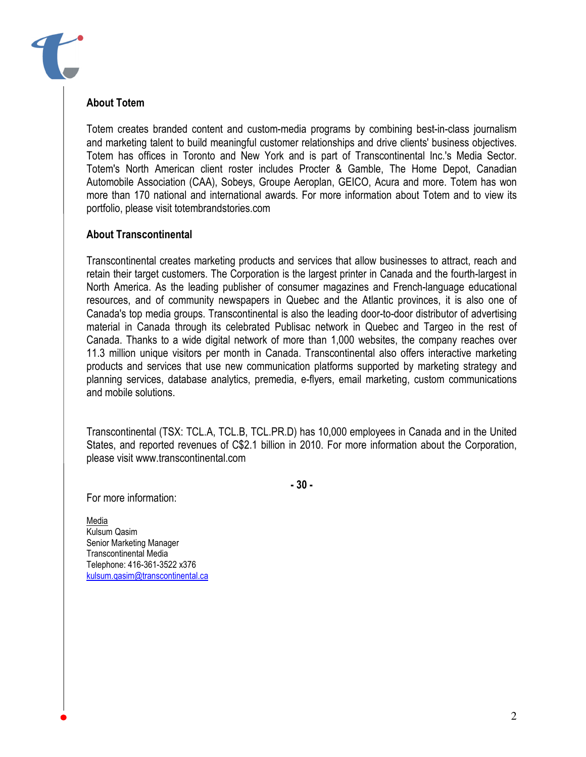**About Totem**

Totem creates branded content and custom-media programs by combining best-in-class journalism and marketing talent to build meaningful customer relationships and drive clients' business objectives. Totem has offices in Toronto and New York and is part of Transcontinental Inc.'s Media Sector. Totem's North American client roster includes Procter & Gamble, The Home Depot, Canadian Automobile Association (CAA), Sobeys, Groupe Aeroplan, GEICO, Acura and more. Totem has won more than 170 national and international awards. For more information about Totem and to view its portfolio, please visit totembrandstories.com

**About Transcontinental**

Transcontinental creates marketing products and services that allow businesses to attract, reach and retain their target customers. The Corporation is the largest printer in Canada and the fourth-largest in North America. As the leading publisher of consumer magazines and French-language educational resources, and of community newspapers in Quebec and the Atlantic provinces, it is also one of Canada's top media groups. Transcontinental is also the leading door-to-door distributor of advertising material in Canada through its celebrated Publisac network in Quebec and Targeo in the rest of Canada. Thanks to a wide digital network of more than 1,000 websites, the company reaches over 11.3 million unique visitors per month in Canada. Transcontinental also offers interactive marketing products and services that use new communication platforms supported by marketing strategy and planning services, database analytics, premedia, e-flyers, email marketing, custom communications and mobile solutions.

Transcontinental (TSX: TCL.A, TCL.B, TCL.PR.D) has 10,000 employees in Canada and in the United States, and reported revenues of C$2.1 billion in 2010. For more information about the Corporation, please visit www.transcontinental.com

**- 30 -**

For more information:

Media
Kulsum Qasim
Senior Marketing Manager
Transcontinental Media
Telephone: 416-361-3522 x376
kulsum.qasim@transcontinental.ca